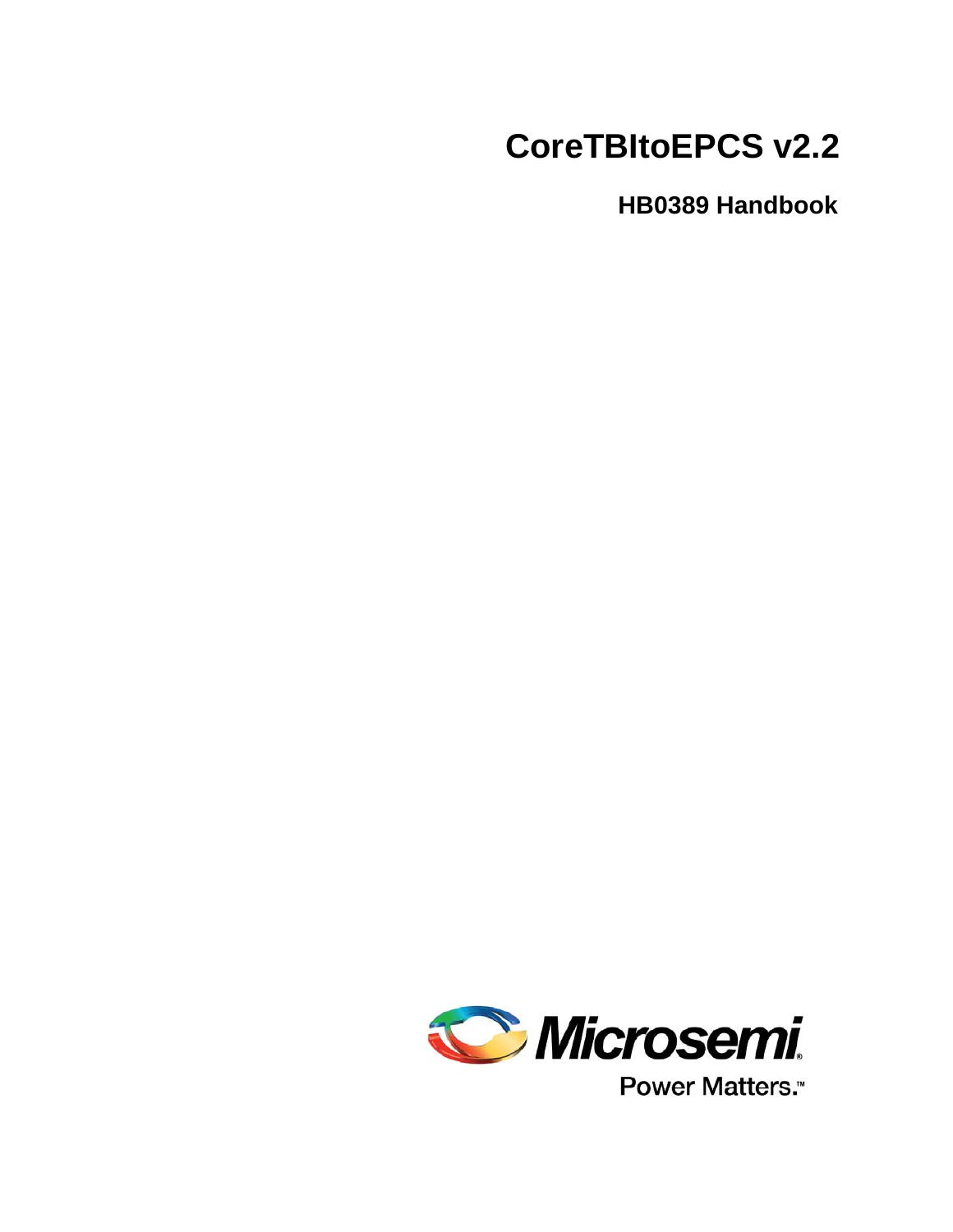# CoreTBItoEPCS v2.2

## HB0389 Handbook

Microsemi

Power Matters.™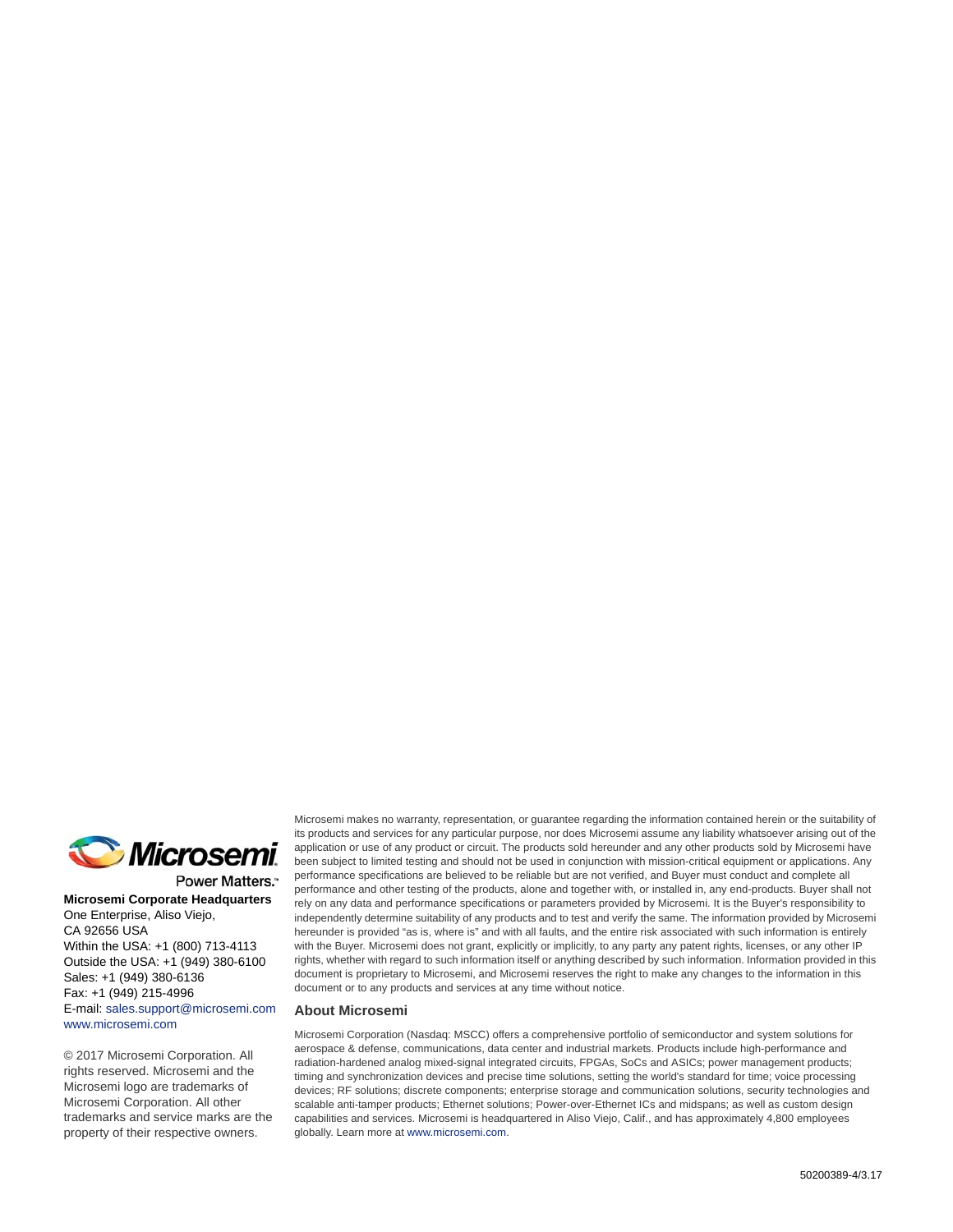Power Matters.™

**Microsemi Corporate Headquarters**
One Enterprise, Aliso Viejo,
CA 92656 USA
Within the USA: +1 (800) 713-4113
Outside the USA: +1 (949) 380-6100
Sales: +1 (949) 380-6136
Fax: +1 (949) 215-4996
E-mail: sales.support@microsemi.com
www.microsemi.com

© 2017 Microsemi Corporation. All rights reserved. Microsemi and the Microsemi logo are trademarks of Microsemi Corporation. All other trademarks and service marks are the property of their respective owners.

Microsemi makes no warranty, representation, or guarantee regarding the information contained herein or the suitability of its products and services for any particular purpose, nor does Microsemi assume any liability whatsoever arising out of the application or use of any product or circuit. The products sold hereunder and any other products sold by Microsemi have been subject to limited testing and should not be used in conjunction with mission-critical equipment or applications. Any performance specifications are believed to be reliable but are not verified, and Buyer must conduct and complete all performance and other testing of the products, alone and together with, or installed in, any end-products. Buyer shall not rely on any data and performance specifications or parameters provided by Microsemi. It is the Buyer's responsibility to independently determine suitability of any products and to test and verify the same. The information provided by Microsemi hereunder is provided "as is, where is" and with all faults, and the entire risk associated with such information is entirely with the Buyer. Microsemi does not grant, explicitly or implicitly, to any party any patent rights, licenses, or any other IP rights, whether with regard to such information itself or anything described by such information. Information provided in this document is proprietary to Microsemi, and Microsemi reserves the right to make any changes to the information in this document or to any products and services at any time without notice.

### About Microsemi

Microsemi Corporation (Nasdaq: MSCC) offers a comprehensive portfolio of semiconductor and system solutions for aerospace & defense, communications, data center and industrial markets. Products include high-performance and radiation-hardened analog mixed-signal integrated circuits, FPGAs, SoCs and ASICs; power management products; timing and synchronization devices and precise time solutions, setting the world's standard for time; voice processing devices; RF solutions; discrete components; enterprise storage and communication solutions, security technologies and scalable anti-tamper products; Ethernet solutions; Power-over-Ethernet ICs and midspans; as well as custom design capabilities and services. Microsemi is headquartered in Aliso Viejo, Calif., and has approximately 4,800 employees globally. Learn more at www.microsemi.com.

50200389-4/3.17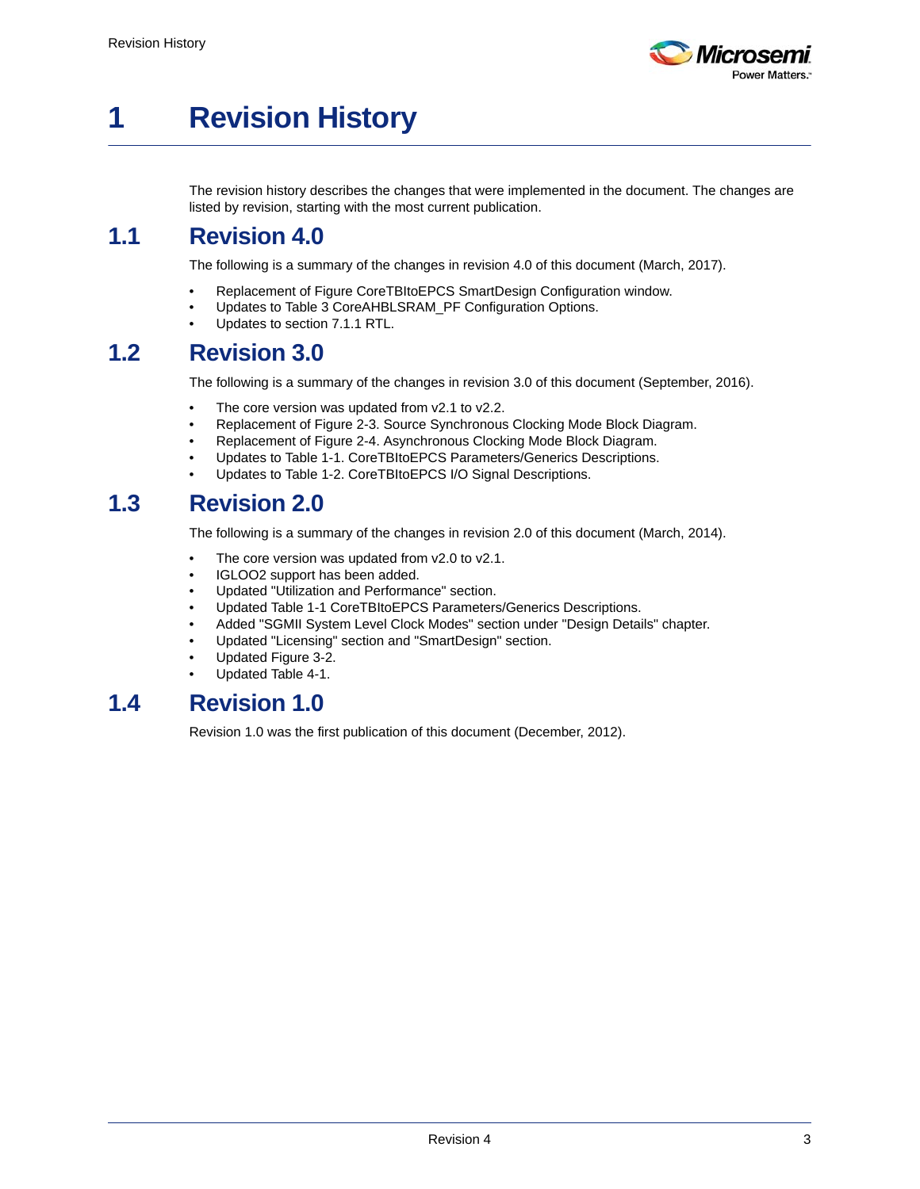# 1 Revision History

The revision history describes the changes that were implemented in the document. The changes are listed by revision, starting with the most current publication.

## 1.1 Revision 4.0

The following is a summary of the changes in revision 4.0 of this document (March, 2017).

- Replacement of Figure CoreTBItoEPCS SmartDesign Configuration window.
- Updates to Table 3 CoreAHBLSRAM_PF Configuration Options.
- Updates to section 7.1.1 RTL.

## 1.2 Revision 3.0

The following is a summary of the changes in revision 3.0 of this document (September, 2016).

- The core version was updated from v2.1 to v2.2.
- Replacement of Figure 2-3. Source Synchronous Clocking Mode Block Diagram.
- Replacement of Figure 2-4. Asynchronous Clocking Mode Block Diagram.
- Updates to Table 1-1. CoreTBItoEPCS Parameters/Generics Descriptions.
- Updates to Table 1-2. CoreTBItoEPCS I/O Signal Descriptions.

## 1.3 Revision 2.0

The following is a summary of the changes in revision 2.0 of this document (March, 2014).

- The core version was updated from v2.0 to v2.1.
- IGLOO2 support has been added.
- Updated "Utilization and Performance" section.
- Updated Table 1-1 CoreTBItoEPCS Parameters/Generics Descriptions.
- Added "SGMII System Level Clock Modes" section under "Design Details" chapter.
- Updated "Licensing" section and "SmartDesign" section.
- Updated Figure 3-2.
- Updated Table 4-1.

## 1.4 Revision 1.0

Revision 1.0 was the first publication of this document (December, 2012).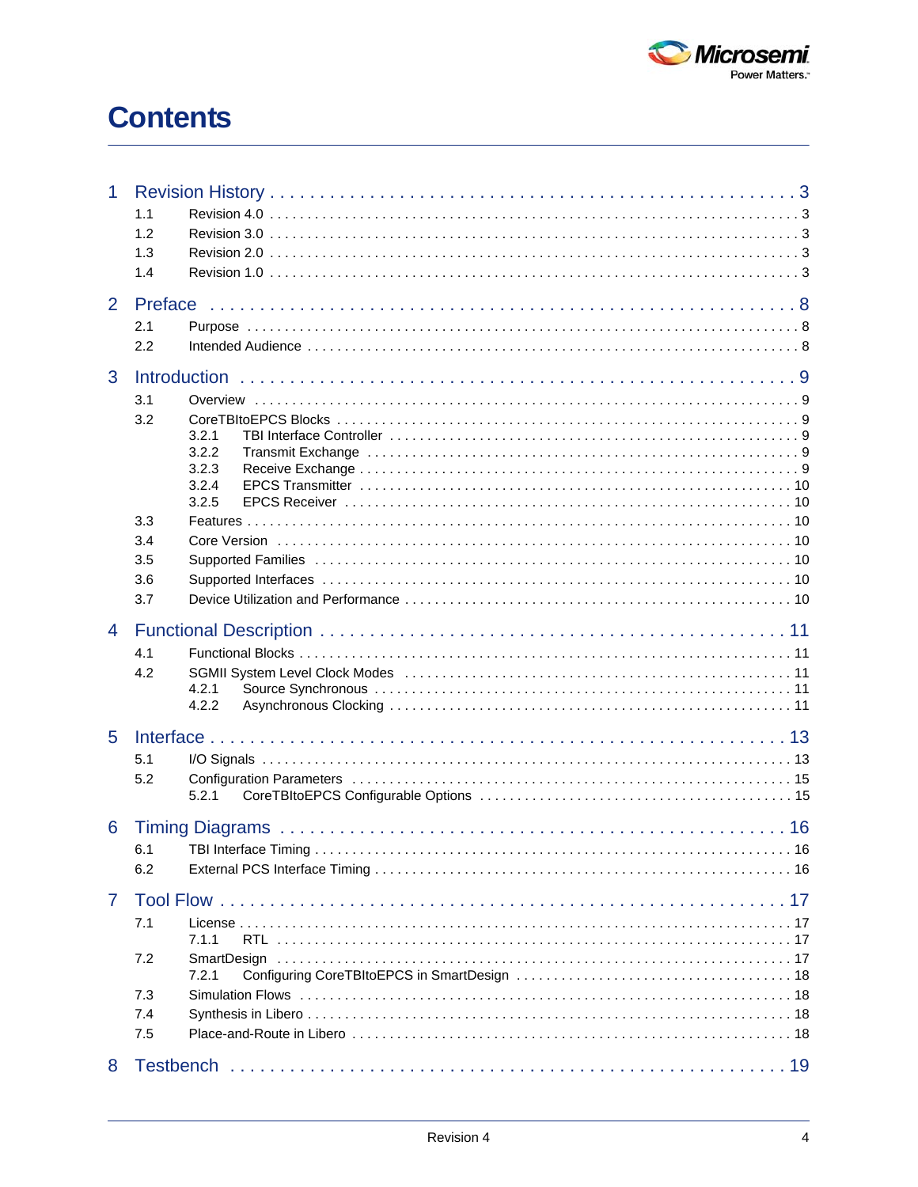# Contents

1 Revision History . . . . . . . . . . . . . . . . . . . . . . . . . . . . . . . . . . . . . . . . . . . . . . . . . . 3
- 1.1 Revision 4.0 . . . . . . . . . . . . . . . . . . . . . . . . . . . . . . . . . . . . . . . . . . . . . . . . . . . . . . . . 3
- 1.2 Revision 3.0 . . . . . . . . . . . . . . . . . . . . . . . . . . . . . . . . . . . . . . . . . . . . . . . . . . . . . . . . 3
- 1.3 Revision 2.0 . . . . . . . . . . . . . . . . . . . . . . . . . . . . . . . . . . . . . . . . . . . . . . . . . . . . . . . . 3
- 1.4 Revision 1.0 . . . . . . . . . . . . . . . . . . . . . . . . . . . . . . . . . . . . . . . . . . . . . . . . . . . . . . . . 3

2 Preface . . . . . . . . . . . . . . . . . . . . . . . . . . . . . . . . . . . . . . . . . . . . . . . . . . . . . . . 8
- 2.1 Purpose . . . . . . . . . . . . . . . . . . . . . . . . . . . . . . . . . . . . . . . . . . . . . . . . . . . . . . . . . . . 8
- 2.2 Intended Audience . . . . . . . . . . . . . . . . . . . . . . . . . . . . . . . . . . . . . . . . . . . . . . . . . . . . 8

3 Introduction . . . . . . . . . . . . . . . . . . . . . . . . . . . . . . . . . . . . . . . . . . . . . . . . . . . . 9
- 3.1 Overview . . . . . . . . . . . . . . . . . . . . . . . . . . . . . . . . . . . . . . . . . . . . . . . . . . . . . . . . . . . 9
- 3.2 CoreTBItoEPCS Blocks . . . . . . . . . . . . . . . . . . . . . . . . . . . . . . . . . . . . . . . . . . . . . . . . . 9
  - 3.2.1 TBI Interface Controller . . . . . . . . . . . . . . . . . . . . . . . . . . . . . . . . . . . . . . . . . . . . . 9
  - 3.2.2 Transmit Exchange . . . . . . . . . . . . . . . . . . . . . . . . . . . . . . . . . . . . . . . . . . . . . . . . 9
  - 3.2.3 Receive Exchange . . . . . . . . . . . . . . . . . . . . . . . . . . . . . . . . . . . . . . . . . . . . . . . . . 9
  - 3.2.4 EPCS Transmitter . . . . . . . . . . . . . . . . . . . . . . . . . . . . . . . . . . . . . . . . . . . . . . . . 10
  - 3.2.5 EPCS Receiver . . . . . . . . . . . . . . . . . . . . . . . . . . . . . . . . . . . . . . . . . . . . . . . . . . 10
- 3.3 Features . . . . . . . . . . . . . . . . . . . . . . . . . . . . . . . . . . . . . . . . . . . . . . . . . . . . . . . . . . . 10
- 3.4 Core Version . . . . . . . . . . . . . . . . . . . . . . . . . . . . . . . . . . . . . . . . . . . . . . . . . . . . . . . . 10
- 3.5 Supported Families . . . . . . . . . . . . . . . . . . . . . . . . . . . . . . . . . . . . . . . . . . . . . . . . . . . 10
- 3.6 Supported Interfaces . . . . . . . . . . . . . . . . . . . . . . . . . . . . . . . . . . . . . . . . . . . . . . . . . . 10
- 3.7 Device Utilization and Performance . . . . . . . . . . . . . . . . . . . . . . . . . . . . . . . . . . . . . . . 10

4 Functional Description . . . . . . . . . . . . . . . . . . . . . . . . . . . . . . . . . . . . . . . . . . . . 11
- 4.1 Functional Blocks . . . . . . . . . . . . . . . . . . . . . . . . . . . . . . . . . . . . . . . . . . . . . . . . . . . . . 11
- 4.2 SGMII System Level Clock Modes . . . . . . . . . . . . . . . . . . . . . . . . . . . . . . . . . . . . . . . . 11
  - 4.2.1 Source Synchronous . . . . . . . . . . . . . . . . . . . . . . . . . . . . . . . . . . . . . . . . . . . . . . . 11
  - 4.2.2 Asynchronous Clocking . . . . . . . . . . . . . . . . . . . . . . . . . . . . . . . . . . . . . . . . . . . . . 11

5 Interface . . . . . . . . . . . . . . . . . . . . . . . . . . . . . . . . . . . . . . . . . . . . . . . . . . . . . . . 13
- 5.1 I/O Signals . . . . . . . . . . . . . . . . . . . . . . . . . . . . . . . . . . . . . . . . . . . . . . . . . . . . . . . . . . 13
- 5.2 Configuration Parameters . . . . . . . . . . . . . . . . . . . . . . . . . . . . . . . . . . . . . . . . . . . . . . . 15
  - 5.2.1 CoreTBItoEPCS Configurable Options . . . . . . . . . . . . . . . . . . . . . . . . . . . . . . . . . . 15

6 Timing Diagrams . . . . . . . . . . . . . . . . . . . . . . . . . . . . . . . . . . . . . . . . . . . . . . . . . 16
- 6.1 TBI Interface Timing . . . . . . . . . . . . . . . . . . . . . . . . . . . . . . . . . . . . . . . . . . . . . . . . . . . 16
- 6.2 External PCS Interface Timing . . . . . . . . . . . . . . . . . . . . . . . . . . . . . . . . . . . . . . . . . . . 16

7 Tool Flow . . . . . . . . . . . . . . . . . . . . . . . . . . . . . . . . . . . . . . . . . . . . . . . . . . . . . . . 17
- 7.1 License . . . . . . . . . . . . . . . . . . . . . . . . . . . . . . . . . . . . . . . . . . . . . . . . . . . . . . . . . . . . 17
  - 7.1.1 RTL . . . . . . . . . . . . . . . . . . . . . . . . . . . . . . . . . . . . . . . . . . . . . . . . . . . . . . . . . . . . 17
- 7.2 SmartDesign . . . . . . . . . . . . . . . . . . . . . . . . . . . . . . . . . . . . . . . . . . . . . . . . . . . . . . . . 17
  - 7.2.1 Configuring CoreTBItoEPCS in SmartDesign . . . . . . . . . . . . . . . . . . . . . . . . . . . . . 18
- 7.3 Simulation Flows . . . . . . . . . . . . . . . . . . . . . . . . . . . . . . . . . . . . . . . . . . . . . . . . . . . . . 18
- 7.4 Synthesis in Libero . . . . . . . . . . . . . . . . . . . . . . . . . . . . . . . . . . . . . . . . . . . . . . . . . . . . 18
- 7.5 Place-and-Route in Libero . . . . . . . . . . . . . . . . . . . . . . . . . . . . . . . . . . . . . . . . . . . . . . 18

8 Testbench . . . . . . . . . . . . . . . . . . . . . . . . . . . . . . . . . . . . . . . . . . . . . . . . . . . . . . 19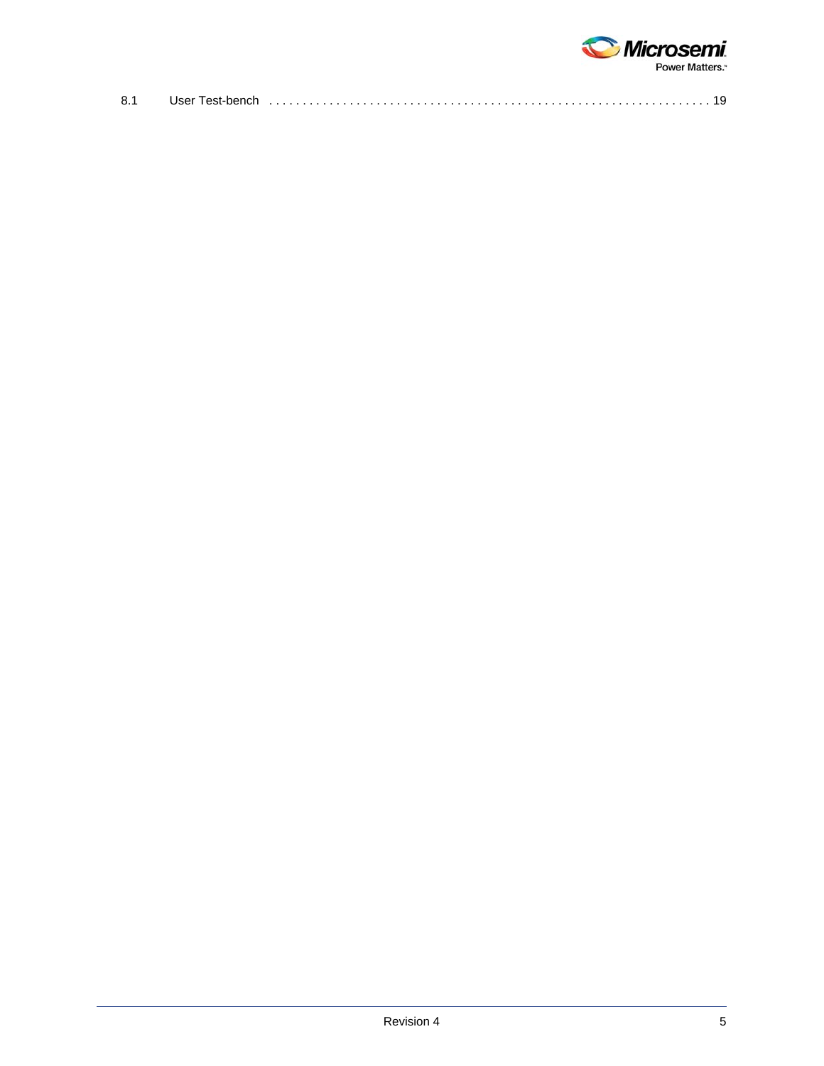8.1 User Test-bench . . . . . . . . . . . . . . . . . . . . . . . . . . . . . . . . . . . . . . . . . . . . . . . . . . . . . . . . . . . . . . . . . 19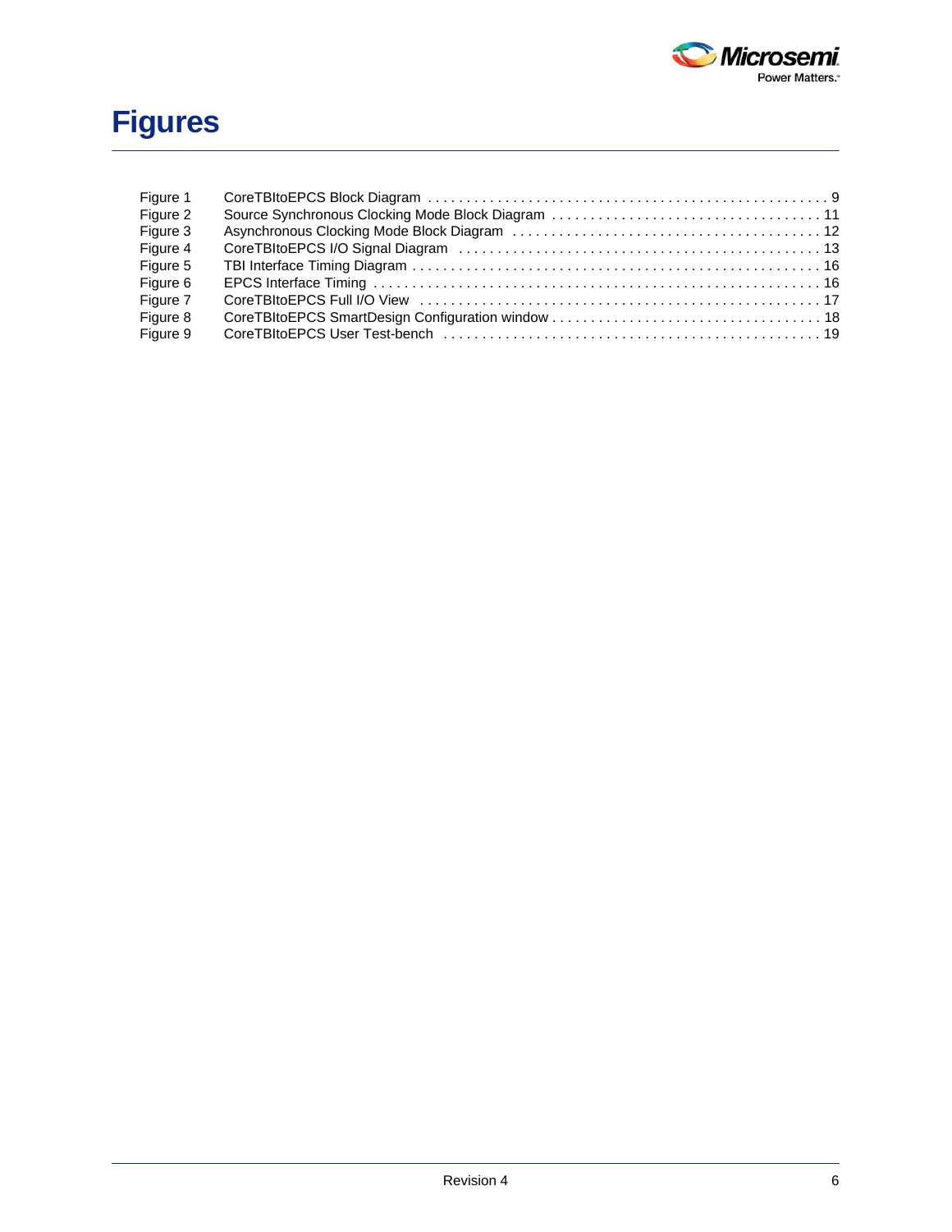# Figures

| | | |
|---|---|---|
| Figure 1 | CoreTBItoEPCS Block Diagram | 9 |
| Figure 2 | Source Synchronous Clocking Mode Block Diagram | 11 |
| Figure 3 | Asynchronous Clocking Mode Block Diagram | 12 |
| Figure 4 | CoreTBItoEPCS I/O Signal Diagram | 13 |
| Figure 5 | TBI Interface Timing Diagram | 16 |
| Figure 6 | EPCS Interface Timing | 16 |
| Figure 7 | CoreTBItoEPCS Full I/O View | 17 |
| Figure 8 | CoreTBItoEPCS SmartDesign Configuration window | 18 |
| Figure 9 | CoreTBItoEPCS User Test-bench | 19 |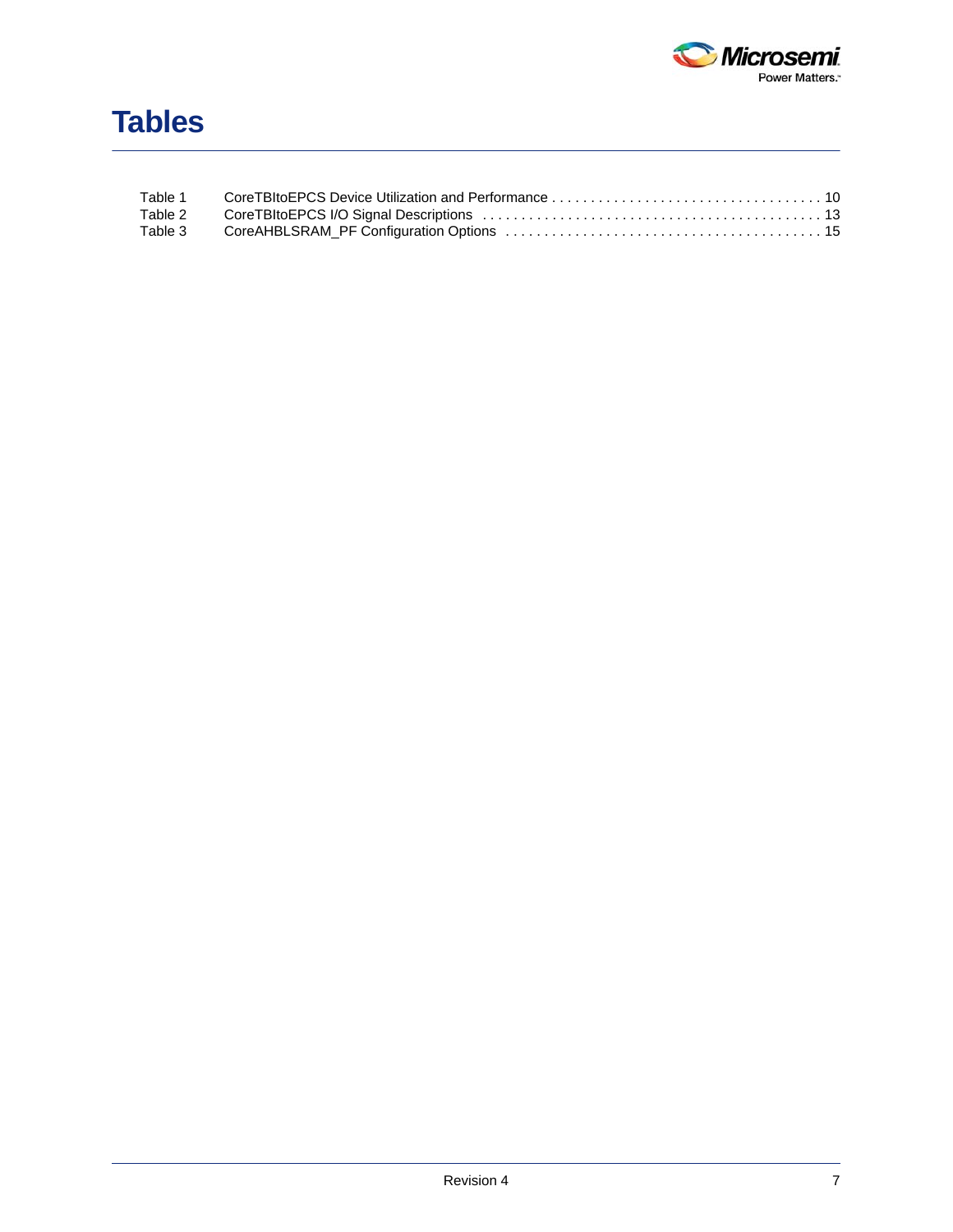# Tables

Table 1 CoreTBItoEPCS Device Utilization and Performance . . . . . . . . . . . . . . . . . . . . . . . . . . . . . . . . . . . 10
Table 2 CoreTBItoEPCS I/O Signal Descriptions . . . . . . . . . . . . . . . . . . . . . . . . . . . . . . . . . . . . . . . . . . . 13
Table 3 CoreAHBLSRAM_PF Configuration Options . . . . . . . . . . . . . . . . . . . . . . . . . . . . . . . . . . . . . . . 15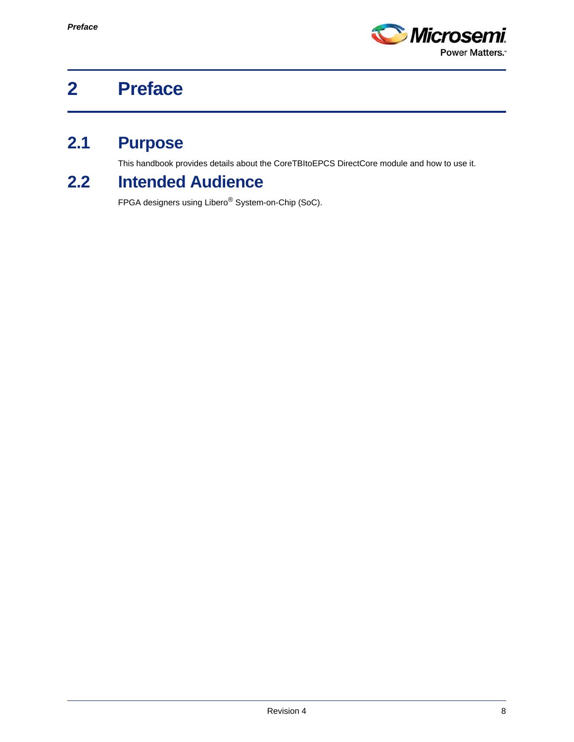# 2 Preface

## 2.1 Purpose

This handbook provides details about the CoreTBItoEPCS DirectCore module and how to use it.

## 2.2 Intended Audience

FPGA designers using Libero® System-on-Chip (SoC).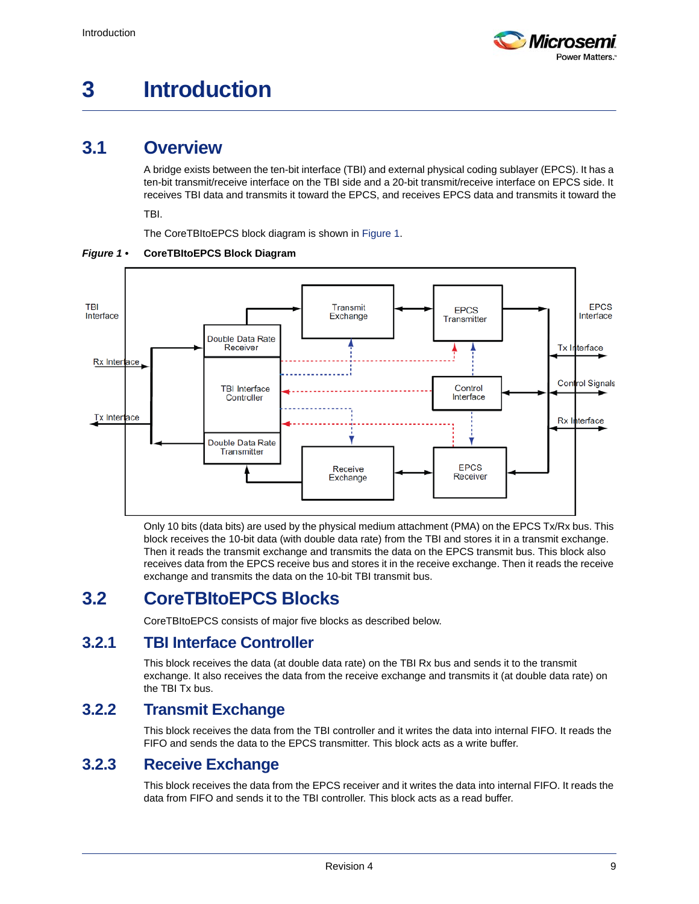# 3 Introduction

## 3.1 Overview

A bridge exists between the ten-bit interface (TBI) and external physical coding sublayer (EPCS). It has a ten-bit transmit/receive interface on the TBI side and a 20-bit transmit/receive interface on EPCS side. It receives TBI data and transmits it toward the EPCS, and receives EPCS data and transmits it toward the TBI.

The CoreTBItoEPCS block diagram is shown in Figure 1.

***Figure 1 •*** **CoreTBItoEPCS Block Diagram**

Only 10 bits (data bits) are used by the physical medium attachment (PMA) on the EPCS Tx/Rx bus. This block receives the 10-bit data (with double data rate) from the TBI and stores it in a transmit exchange. Then it reads the transmit exchange and transmits the data on the EPCS transmit bus. This block also receives data from the EPCS receive bus and stores it in the receive exchange. Then it reads the receive exchange and transmits the data on the 10-bit TBI transmit bus.

## 3.2 CoreTBItoEPCS Blocks

CoreTBItoEPCS consists of major five blocks as described below.

### 3.2.1 TBI Interface Controller

This block receives the data (at double data rate) on the TBI Rx bus and sends it to the transmit exchange. It also receives the data from the receive exchange and transmits it (at double data rate) on the TBI Tx bus.

### 3.2.2 Transmit Exchange

This block receives the data from the TBI controller and it writes the data into internal FIFO. It reads the FIFO and sends the data to the EPCS transmitter. This block acts as a write buffer.

### 3.2.3 Receive Exchange

This block receives the data from the EPCS receiver and it writes the data into internal FIFO. It reads the data from FIFO and sends it to the TBI controller. This block acts as a read buffer.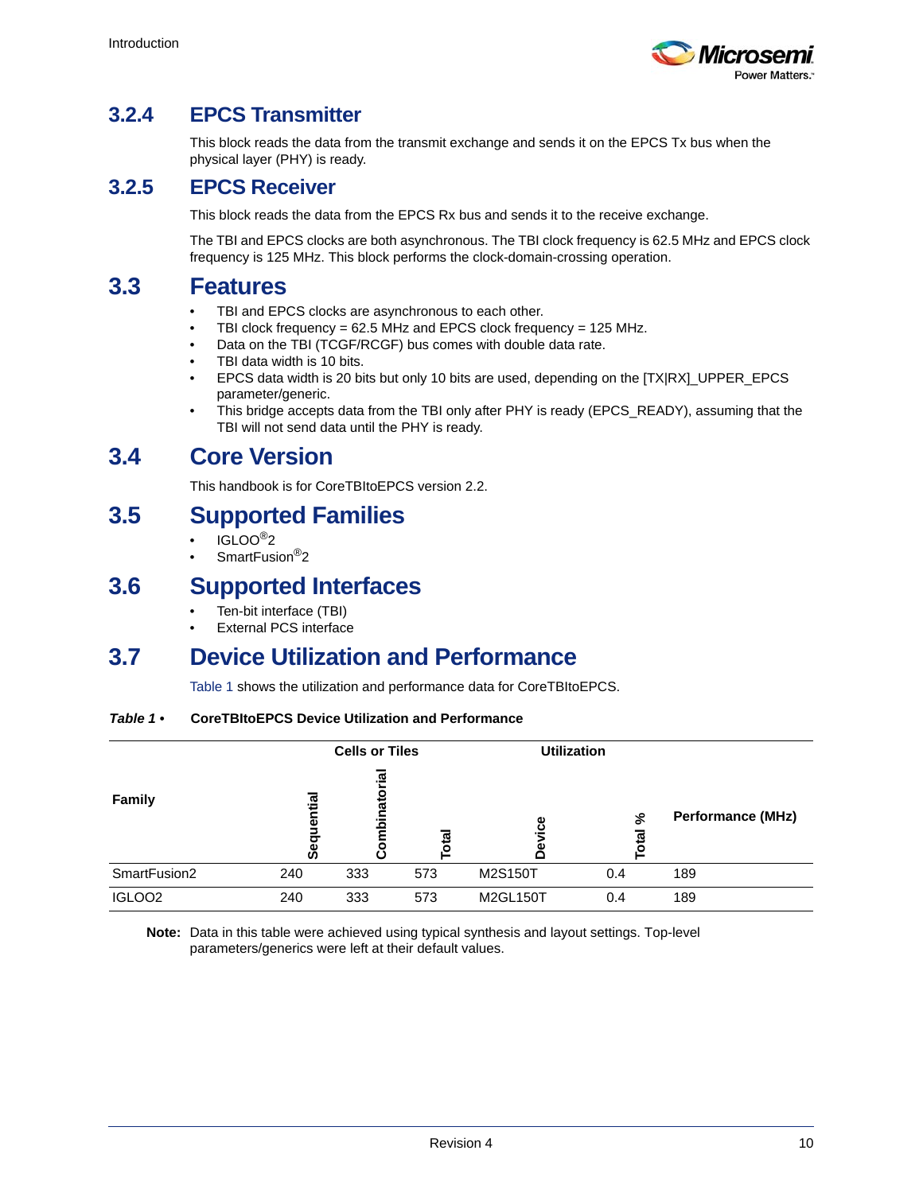### 3.2.4 EPCS Transmitter

This block reads the data from the transmit exchange and sends it on the EPCS Tx bus when the physical layer (PHY) is ready.

### 3.2.5 EPCS Receiver

This block reads the data from the EPCS Rx bus and sends it to the receive exchange.

The TBI and EPCS clocks are both asynchronous. The TBI clock frequency is 62.5 MHz and EPCS clock frequency is 125 MHz. This block performs the clock-domain-crossing operation.

## 3.3 Features

- TBI and EPCS clocks are asynchronous to each other.
- TBI clock frequency = 62.5 MHz and EPCS clock frequency = 125 MHz.
- Data on the TBI (TCGF/RCGF) bus comes with double data rate.
- TBI data width is 10 bits.
- EPCS data width is 20 bits but only 10 bits are used, depending on the [TX|RX]_UPPER_EPCS parameter/generic.
- This bridge accepts data from the TBI only after PHY is ready (EPCS_READY), assuming that the TBI will not send data until the PHY is ready.

## 3.4 Core Version

This handbook is for CoreTBItoEPCS version 2.2.

## 3.5 Supported Families

- IGLOO®2
- SmartFusion®2

## 3.6 Supported Interfaces

- Ten-bit interface (TBI)
- External PCS interface

## 3.7 Device Utilization and Performance

Table 1 shows the utilization and performance data for CoreTBItoEPCS.

*Table 1 •* **CoreTBItoEPCS Device Utilization and Performance**

| Family | Cells or Tiles | | | Utilization | | Performance (MHz) |
|---|---|---|---|---|---|---|
| | Sequential | Combinatorial | Total | Device | Total % | |
| SmartFusion2 | 240 | 333 | 573 | M2S150T | 0.4 | 189 |
| IGLOO2 | 240 | 333 | 573 | M2GL150T | 0.4 | 189 |

**Note:** Data in this table were achieved using typical synthesis and layout settings. Top-level parameters/generics were left at their default values.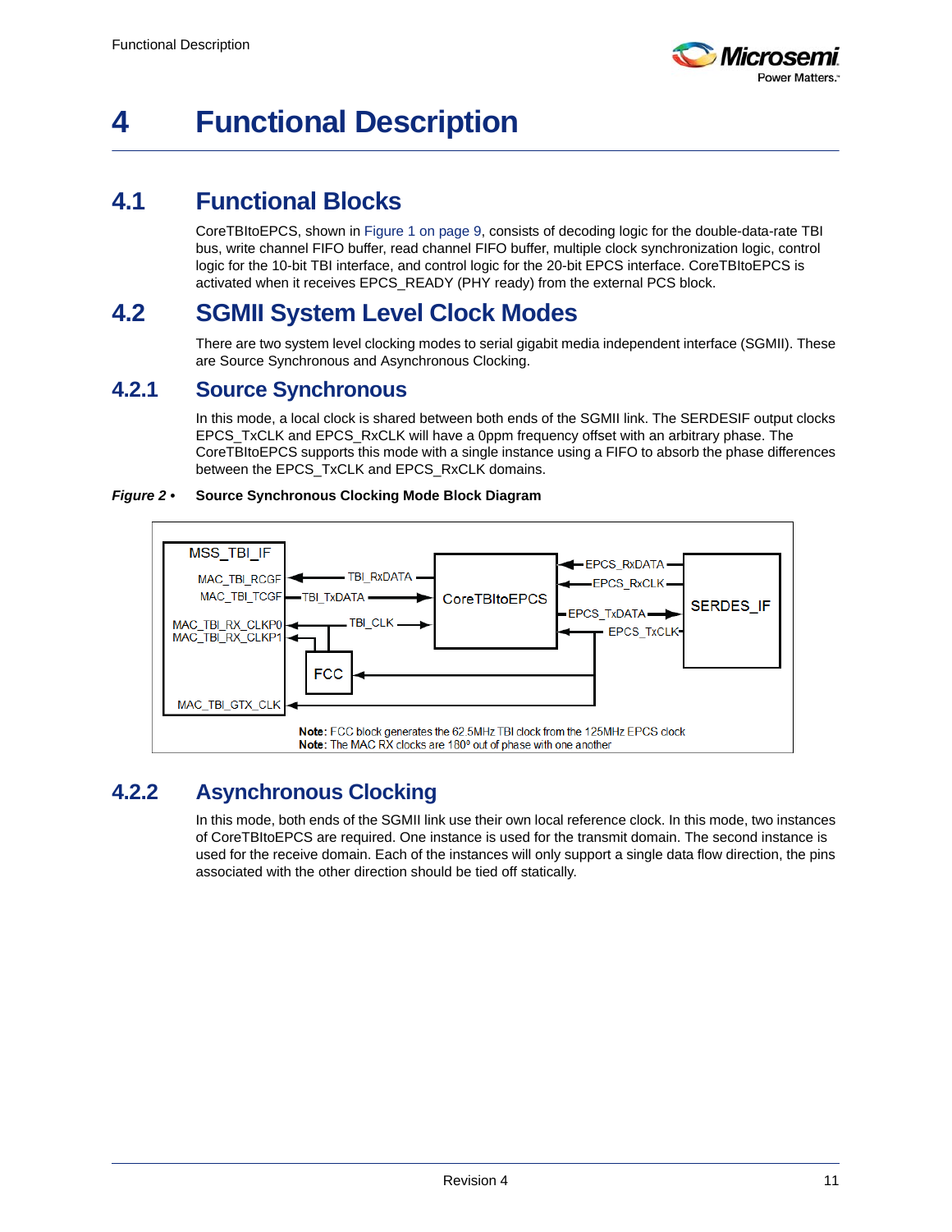# 4 Functional Description

## 4.1 Functional Blocks

CoreTBItoEPCS, shown in Figure 1 on page 9, consists of decoding logic for the double-data-rate TBI bus, write channel FIFO buffer, read channel FIFO buffer, multiple clock synchronization logic, control logic for the 10-bit TBI interface, and control logic for the 20-bit EPCS interface. CoreTBItoEPCS is activated when it receives EPCS_READY (PHY ready) from the external PCS block.

## 4.2 SGMII System Level Clock Modes

There are two system level clocking modes to serial gigabit media independent interface (SGMII). These are Source Synchronous and Asynchronous Clocking.

### 4.2.1 Source Synchronous

In this mode, a local clock is shared between both ends of the SGMII link. The SERDESIF output clocks EPCS_TxCLK and EPCS_RxCLK will have a 0ppm frequency offset with an arbitrary phase. The CoreTBItoEPCS supports this mode with a single instance using a FIFO to absorb the phase differences between the EPCS_TxCLK and EPCS_RxCLK domains.

***Figure 2 •*** **Source Synchronous Clocking Mode Block Diagram**

MSS_TBI_IF: MAC_TBI_RCGF, MAC_TBI_TCGF, MAC_TBI_RX_CLKP0, MAC_TBI_RX_CLKP1, MAC_TBI_GTX_CLK
TBI_RXDATA, TBI_TXDATA, TBI_CLK, FCC, CoreTBItoEPCS, EPCS_RxDATA, EPCS_RxCLK, EPCS_TxDATA, EPCS_TxCLK, SERDES_IF

**Note:** FCC block generates the 62.5MHz TBI clock from the 125MHz EPCS clock
**Note:** The MAC RX clocks are 180° out of phase with one another

### 4.2.2 Asynchronous Clocking

In this mode, both ends of the SGMII link use their own local reference clock. In this mode, two instances of CoreTBItoEPCS are required. One instance is used for the transmit domain. The second instance is used for the receive domain. Each of the instances will only support a single data flow direction, the pins associated with the other direction should be tied off statically.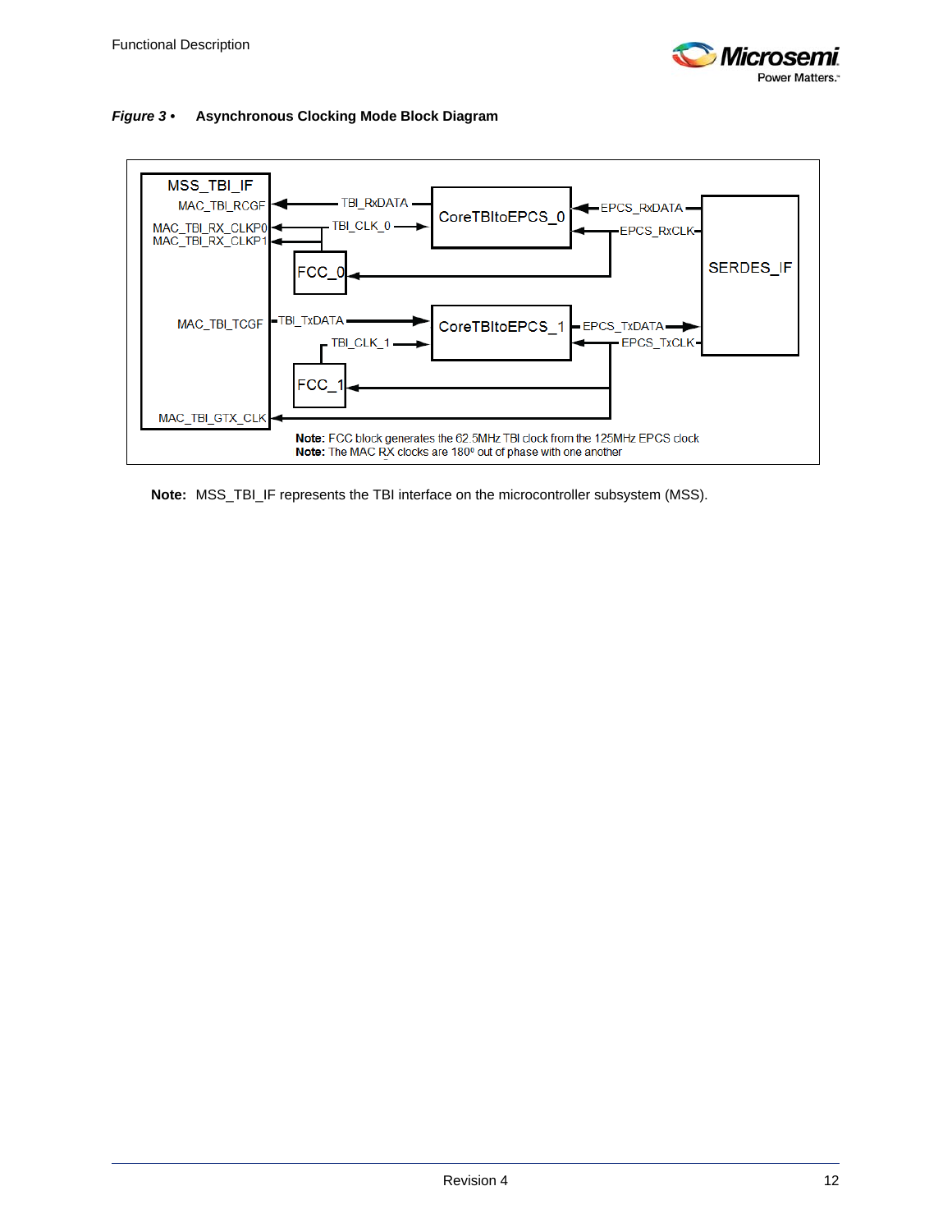*Figure 3 •* **Asynchronous Clocking Mode Block Diagram**

MSS_TBI_IF

MAC_TBI_RCGF

MAC_TBI_RX_CLKP0

MAC_TBI_RX_CLKP1

MAC_TBI_TCGF

MAC_TBI_GTX_CLK

TBI_RxDATA

TBI_CLK_0

CoreTBItoEPCS_0

EPCS_RxDATA

EPCS_RxCLK

FCC_0

SERDES_IF

TBI_TxDATA

TBI_CLK_1

CoreTBItoEPCS_1

EPCS_TxDATA

EPCS_TxCLK

FCC_1

**Note:** FCC block generates the 62.5MHz TBI clock from the 125MHz EPCS clock
**Note:** The MAC RX clocks are 180º out of phase with one another

**Note:** MSS_TBI_IF represents the TBI interface on the microcontroller subsystem (MSS).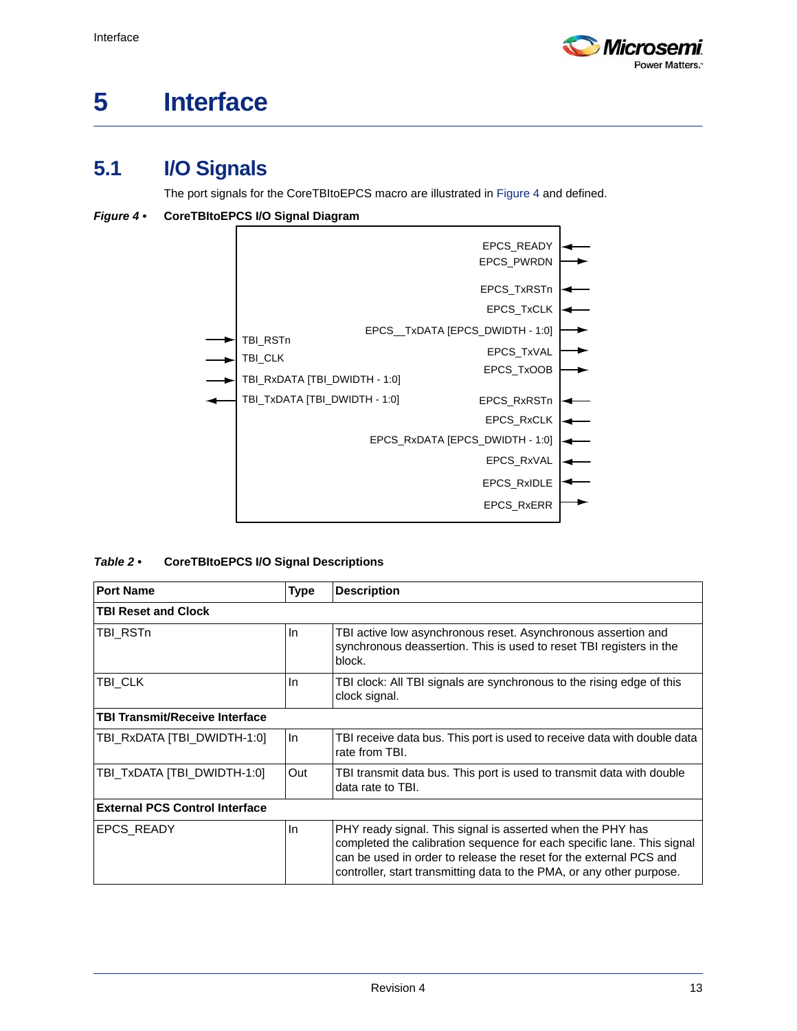# 5 Interface

## 5.1 I/O Signals

The port signals for the CoreTBItoEPCS macro are illustrated in Figure 4 and defined.

***Figure 4 •*** **CoreTBItoEPCS I/O Signal Diagram**

TBI_RSTn
TBI_CLK
TBI_RxDATA [TBI_DWIDTH - 1:0]
TBI_TxDATA [TBI_DWIDTH - 1:0]

EPCS_READY
EPCS_PWRDN
EPCS_TxRSTn
EPCS_TxCLK
EPCS__TxDATA [EPCS_DWIDTH - 1:0]
EPCS_TxVAL
EPCS_TxOOB
EPCS_RxRSTn
EPCS_RxCLK
EPCS_RxDATA [EPCS_DWIDTH - 1:0]
EPCS_RxVAL
EPCS_RxIDLE
EPCS_RxERR

***Table 2 •*** **CoreTBItoEPCS I/O Signal Descriptions**

| Port Name | Type | Description |
|---|---|---|
| **TBI Reset and Clock** | | |
| TBI_RSTn | In | TBI active low asynchronous reset. Asynchronous assertion and synchronous deassertion. This is used to reset TBI registers in the block. |
| TBI_CLK | In | TBI clock: All TBI signals are synchronous to the rising edge of this clock signal. |
| **TBI Transmit/Receive Interface** | | |
| TBI_RxDATA [TBI_DWIDTH-1:0] | In | TBI receive data bus. This port is used to receive data with double data rate from TBI. |
| TBI_TxDATA [TBI_DWIDTH-1:0] | Out | TBI transmit data bus. This port is used to transmit data with double data rate to TBI. |
| **External PCS Control Interface** | | |
| EPCS_READY | In | PHY ready signal. This signal is asserted when the PHY has completed the calibration sequence for each specific lane. This signal can be used in order to release the reset for the external PCS and controller, start transmitting data to the PMA, or any other purpose. |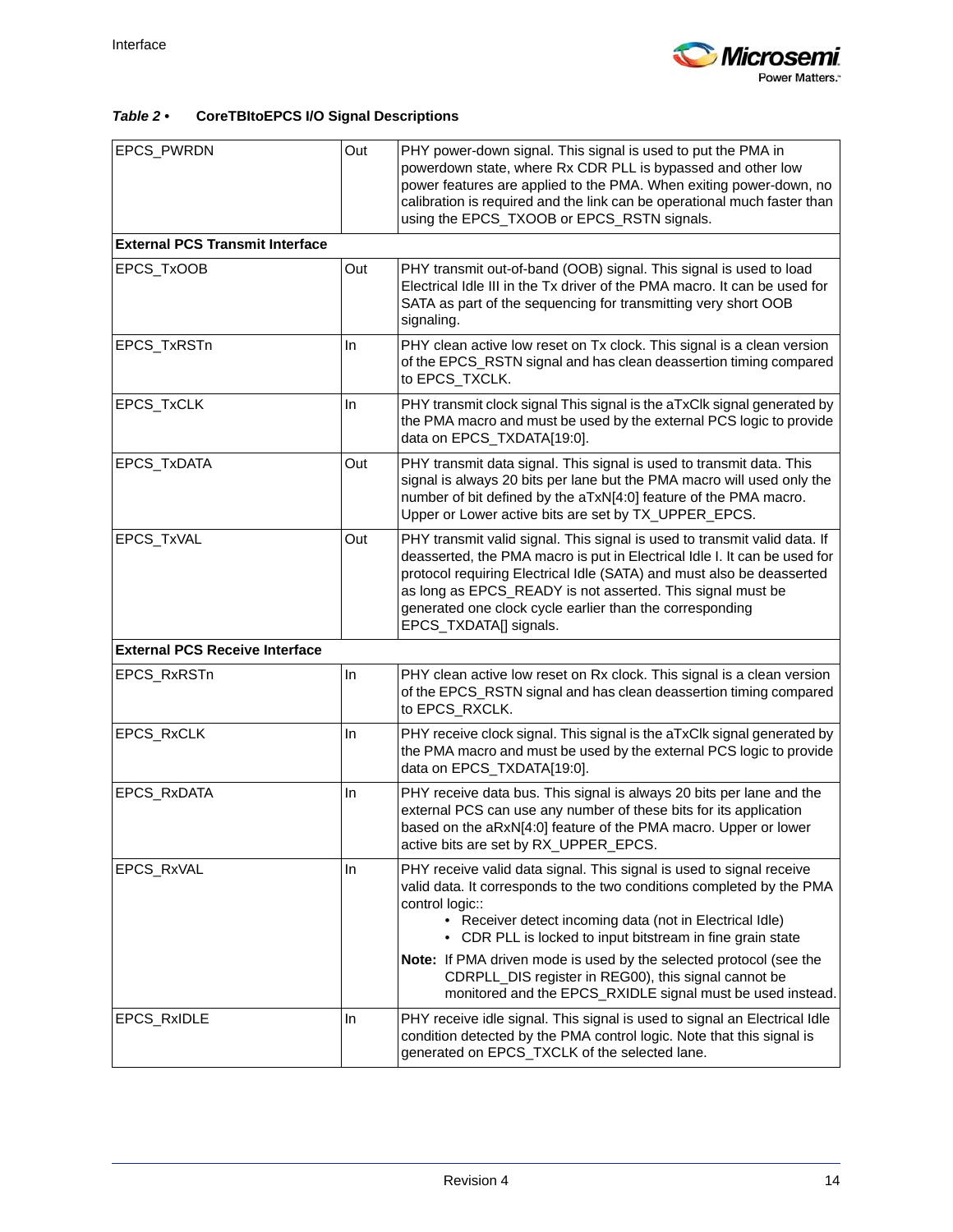*Table 2 •* **CoreTBItoEPCS I/O Signal Descriptions**

| | | |
|---|---|---|
| EPCS_PWRDN | Out | PHY power-down signal. This signal is used to put the PMA in powerdown state, where Rx CDR PLL is bypassed and other low power features are applied to the PMA. When exiting power-down, no calibration is required and the link can be operational much faster than using the EPCS_TXOOB or EPCS_RSTN signals. |
| **External PCS Transmit Interface** | | |
| EPCS_TxOOB | Out | PHY transmit out-of-band (OOB) signal. This signal is used to load Electrical Idle III in the Tx driver of the PMA macro. It can be used for SATA as part of the sequencing for transmitting very short OOB signaling. |
| EPCS_TxRSTn | In | PHY clean active low reset on Tx clock. This signal is a clean version of the EPCS_RSTN signal and has clean deassertion timing compared to EPCS_TXCLK. |
| EPCS_TxCLK | In | PHY transmit clock signal This signal is the aTxClk signal generated by the PMA macro and must be used by the external PCS logic to provide data on EPCS_TXDATA[19:0]. |
| EPCS_TxDATA | Out | PHY transmit data signal. This signal is used to transmit data. This signal is always 20 bits per lane but the PMA macro will used only the number of bit defined by the aTxN[4:0] feature of the PMA macro. Upper or Lower active bits are set by TX_UPPER_EPCS. |
| EPCS_TxVAL | Out | PHY transmit valid signal. This signal is used to transmit valid data. If deasserted, the PMA macro is put in Electrical Idle I. It can be used for protocol requiring Electrical Idle (SATA) and must also be deasserted as long as EPCS_READY is not asserted. This signal must be generated one clock cycle earlier than the corresponding EPCS_TXDATA[] signals. |
| **External PCS Receive Interface** | | |
| EPCS_RxRSTn | In | PHY clean active low reset on Rx clock. This signal is a clean version of the EPCS_RSTN signal and has clean deassertion timing compared to EPCS_RXCLK. |
| EPCS_RxCLK | In | PHY receive clock signal. This signal is the aTxClk signal generated by the PMA macro and must be used by the external PCS logic to provide data on EPCS_TXDATA[19:0]. |
| EPCS_RxDATA | In | PHY receive data bus. This signal is always 20 bits per lane and the external PCS can use any number of these bits for its application based on the aRxN[4:0] feature of the PMA macro. Upper or lower active bits are set by RX_UPPER_EPCS. |
| EPCS_RxVAL | In | PHY receive valid data signal. This signal is used to signal receive valid data. It corresponds to the two conditions completed by the PMA control logic::<br>• Receiver detect incoming data (not in Electrical Idle)<br>• CDR PLL is locked to input bitstream in fine grain state<br>**Note:** If PMA driven mode is used by the selected protocol (see the CDRPLL_DIS register in REG00), this signal cannot be monitored and the EPCS_RXIDLE signal must be used instead. |
| EPCS_RxIDLE | In | PHY receive idle signal. This signal is used to signal an Electrical Idle condition detected by the PMA control logic. Note that this signal is generated on EPCS_TXCLK of the selected lane. |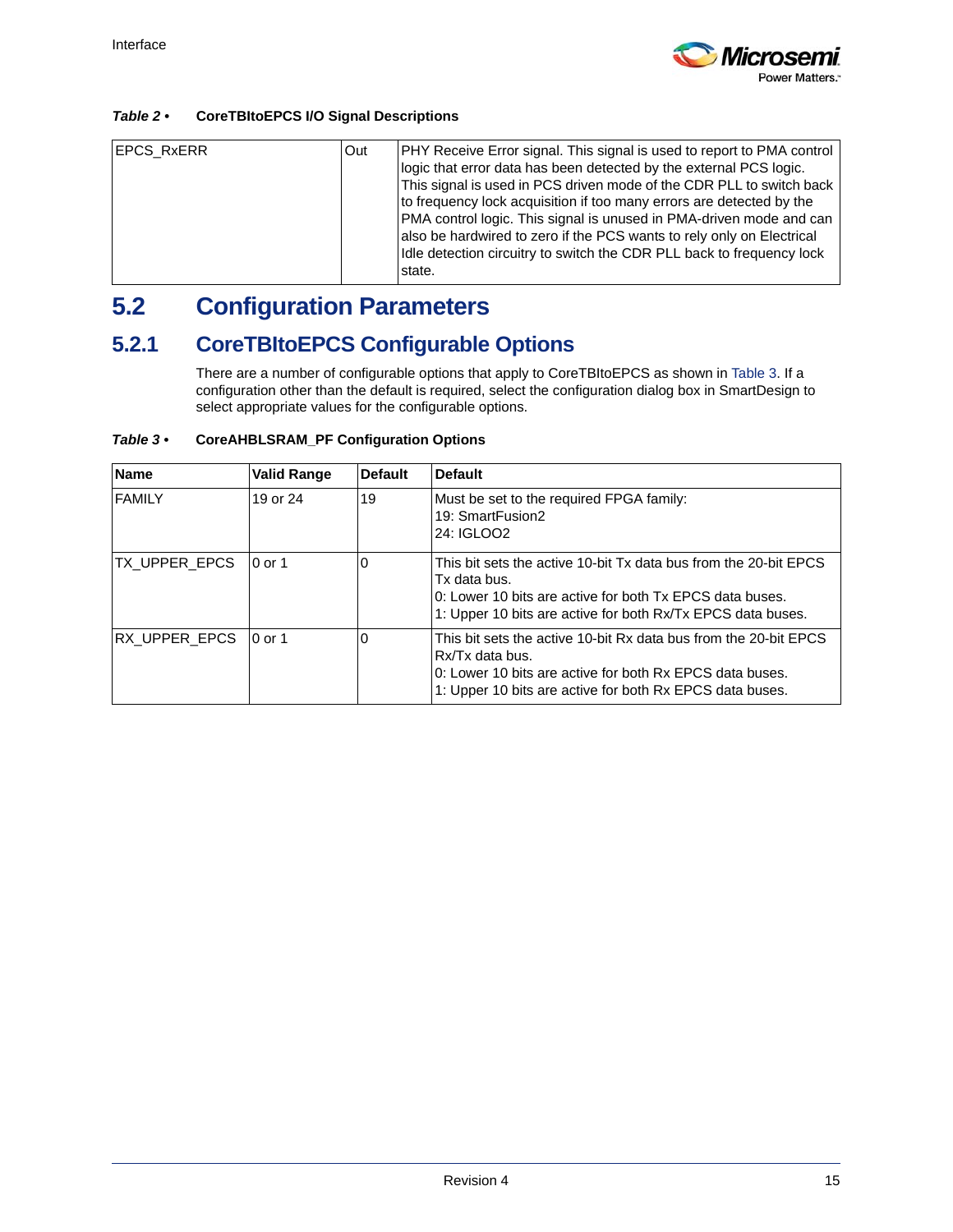*Table 2 •* **CoreTBItoEPCS I/O Signal Descriptions**

| | | |
|---|---|---|
| EPCS_RxERR | Out | PHY Receive Error signal. This signal is used to report to PMA control logic that error data has been detected by the external PCS logic. This signal is used in PCS driven mode of the CDR PLL to switch back to frequency lock acquisition if too many errors are detected by the PMA control logic. This signal is unused in PMA-driven mode and can also be hardwired to zero if the PCS wants to rely only on Electrical Idle detection circuitry to switch the CDR PLL back to frequency lock state. |

## 5.2 Configuration Parameters

### 5.2.1 CoreTBItoEPCS Configurable Options

There are a number of configurable options that apply to CoreTBItoEPCS as shown in Table 3. If a configuration other than the default is required, select the configuration dialog box in SmartDesign to select appropriate values for the configurable options.

*Table 3 •* **CoreAHBLSRAM_PF Configuration Options**

| Name | Valid Range | Default | Default |
|---|---|---|---|
| FAMILY | 19 or 24 | 19 | Must be set to the required FPGA family:<br>19: SmartFusion2<br>24: IGLOO2 |
| TX_UPPER_EPCS | 0 or 1 | 0 | This bit sets the active 10-bit Tx data bus from the 20-bit EPCS Tx data bus.<br>0: Lower 10 bits are active for both Tx EPCS data buses.<br>1: Upper 10 bits are active for both Rx/Tx EPCS data buses. |
| RX_UPPER_EPCS | 0 or 1 | 0 | This bit sets the active 10-bit Rx data bus from the 20-bit EPCS Rx/Tx data bus.<br>0: Lower 10 bits are active for both Rx EPCS data buses.<br>1: Upper 10 bits are active for both Rx EPCS data buses. |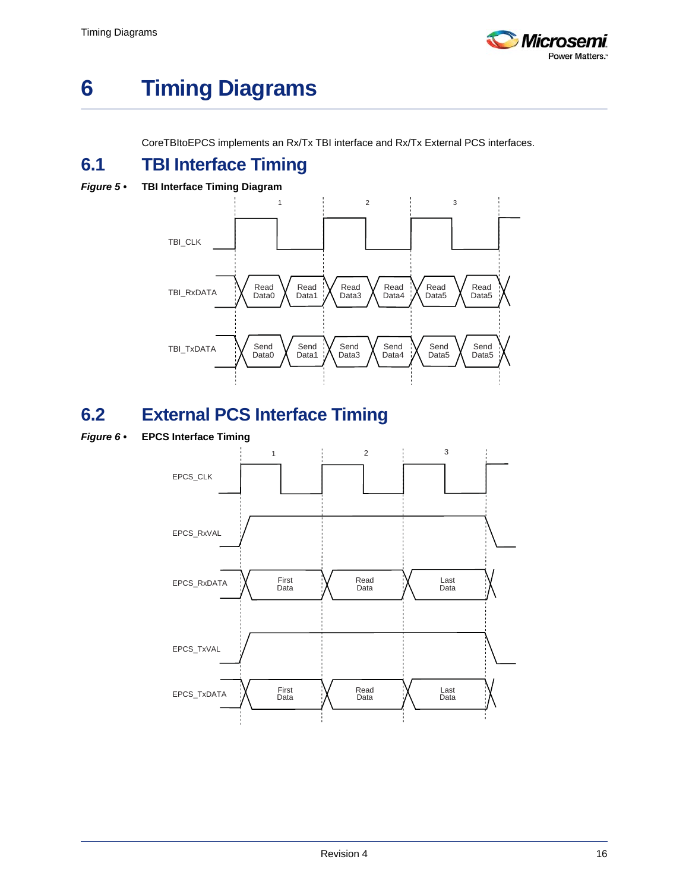# 6 Timing Diagrams

CoreTBItoEPCS implements an Rx/Tx TBI interface and Rx/Tx External PCS interfaces.

## 6.1 TBI Interface Timing

***Figure 5 •*** **TBI Interface Timing Diagram**

## 6.2 External PCS Interface Timing

***Figure 6 •*** **EPCS Interface Timing**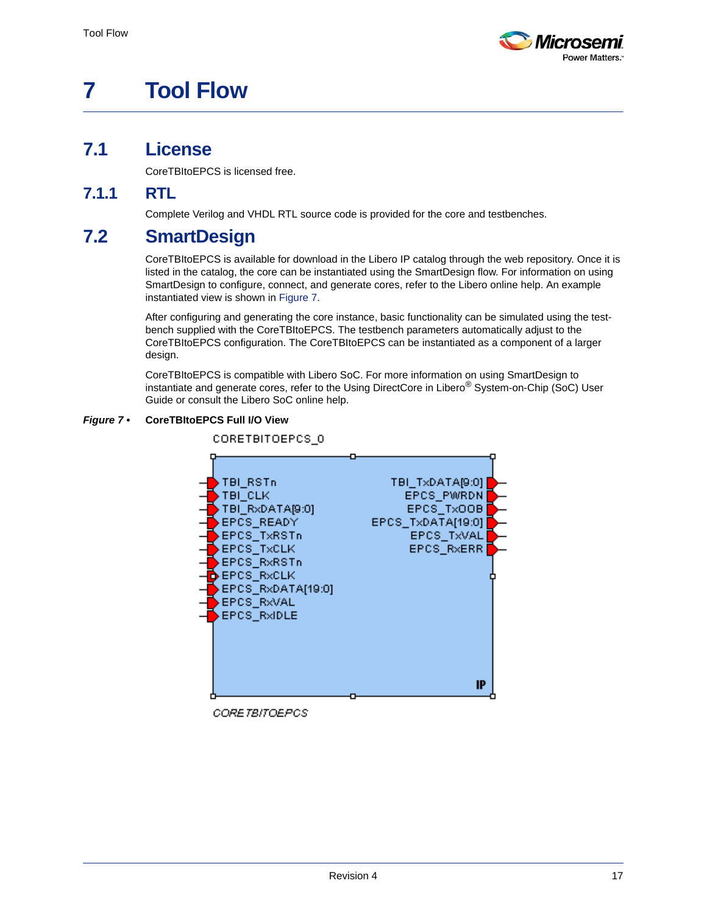# 7 Tool Flow

## 7.1 License

CoreTBItoEPCS is licensed free.

### 7.1.1 RTL

Complete Verilog and VHDL RTL source code is provided for the core and testbenches.

## 7.2 SmartDesign

CoreTBItoEPCS is available for download in the Libero IP catalog through the web repository. Once it is listed in the catalog, the core can be instantiated using the SmartDesign flow. For information on using SmartDesign to configure, connect, and generate cores, refer to the Libero online help. An example instantiated view is shown in Figure 7.

After configuring and generating the core instance, basic functionality can be simulated using the test-bench supplied with the CoreTBItoEPCS. The testbench parameters automatically adjust to the CoreTBItoEPCS configuration. The CoreTBItoEPCS can be instantiated as a component of a larger design.

CoreTBItoEPCS is compatible with Libero SoC. For more information on using SmartDesign to instantiate and generate cores, refer to the Using DirectCore in Libero® System-on-Chip (SoC) User Guide or consult the Libero SoC online help.

***Figure 7 •*** **CoreTBItoEPCS Full I/O View**

CORETBITOEPCS_0

| Inputs | Outputs |
|---|---|
| TBI_RSTn | TBI_TxDATA[9:0] |
| TBI_CLK | EPCS_PWRDN |
| TBI_RxDATA[9:0] | EPCS_TxOOB |
| EPCS_READY | EPCS_TxDATA[19:0] |
| EPCS_TxRSTn | EPCS_TxVAL |
| EPCS_TxCLK | EPCS_RxERR |
| EPCS_RxRSTn | |
| EPCS_RxCLK | |
| EPCS_RxDATA[19:0] | |
| EPCS_RxVAL | |
| EPCS_RxIDLE | |

IP

CORETBITOEPCS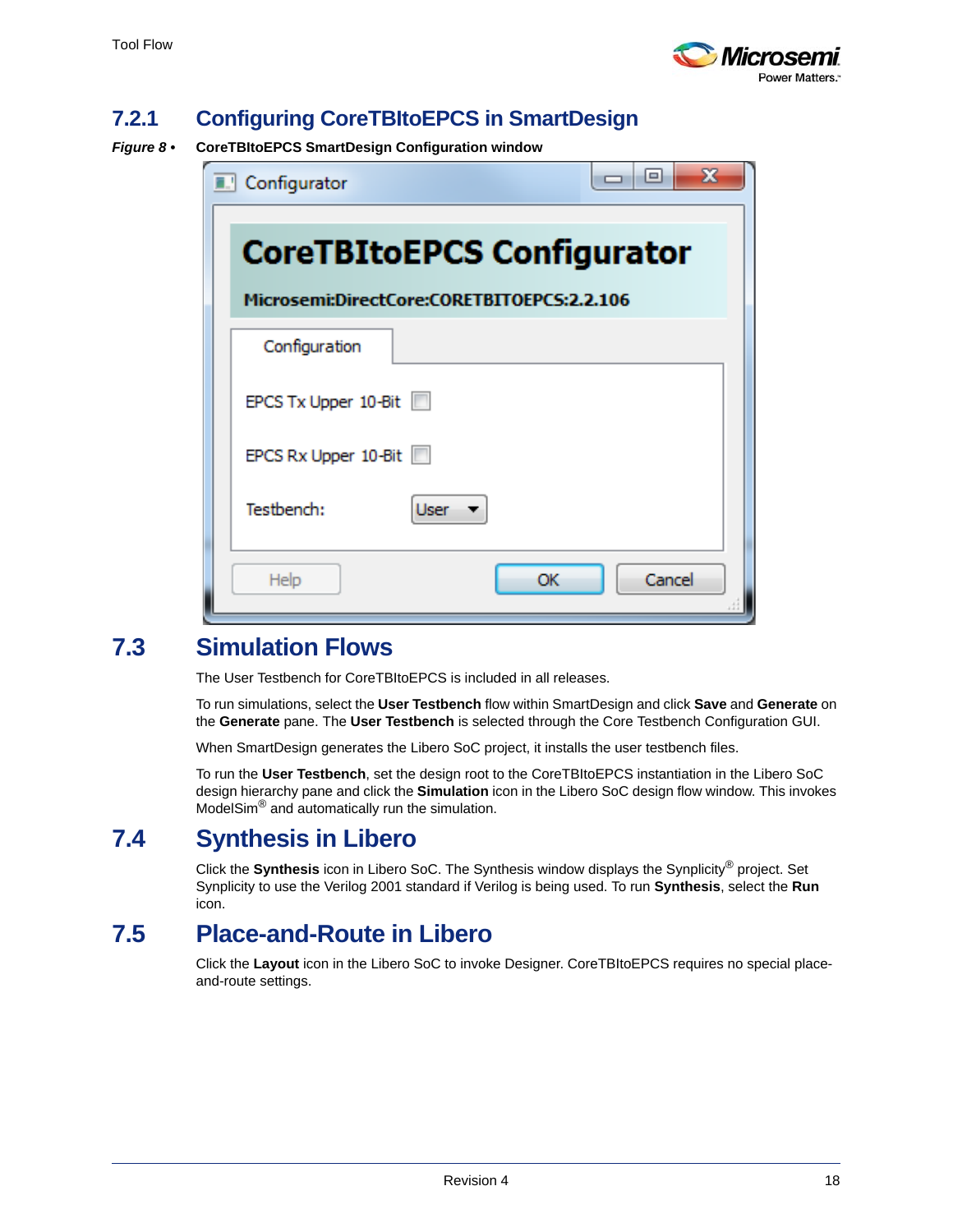### 7.2.1 Configuring CoreTBItoEPCS in SmartDesign

*Figure 8 •* **CoreTBItoEPCS SmartDesign Configuration window**

## 7.3 Simulation Flows

The User Testbench for CoreTBItoEPCS is included in all releases.

To run simulations, select the **User Testbench** flow within SmartDesign and click **Save** and **Generate** on the **Generate** pane. The **User Testbench** is selected through the Core Testbench Configuration GUI.

When SmartDesign generates the Libero SoC project, it installs the user testbench files.

To run the **User Testbench**, set the design root to the CoreTBItoEPCS instantiation in the Libero SoC design hierarchy pane and click the **Simulation** icon in the Libero SoC design flow window. This invokes ModelSim® and automatically run the simulation.

## 7.4 Synthesis in Libero

Click the **Synthesis** icon in Libero SoC. The Synthesis window displays the Synplicity® project. Set Synplicity to use the Verilog 2001 standard if Verilog is being used. To run **Synthesis**, select the **Run** icon.

## 7.5 Place-and-Route in Libero

Click the **Layout** icon in the Libero SoC to invoke Designer. CoreTBItoEPCS requires no special place-and-route settings.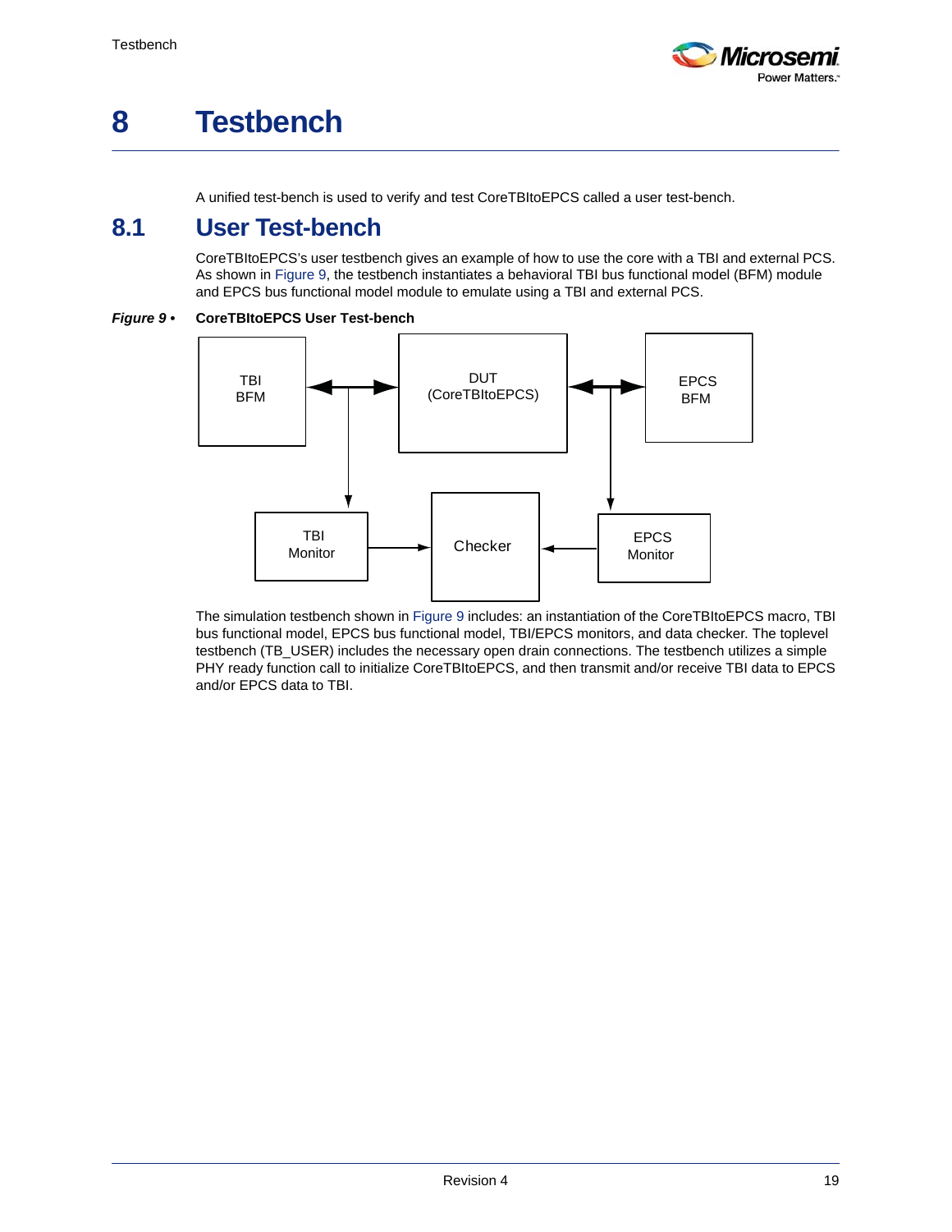# 8 Testbench

A unified test-bench is used to verify and test CoreTBItoEPCS called a user test-bench.

## 8.1 User Test-bench

CoreTBItoEPCS's user testbench gives an example of how to use the core with a TBI and external PCS. As shown in Figure 9, the testbench instantiates a behavioral TBI bus functional model (BFM) module and EPCS bus functional model module to emulate using a TBI and external PCS.

***Figure 9 •*** **CoreTBItoEPCS User Test-bench**

TBI BFM

DUT (CoreTBItoEPCS)

EPCS BFM

TBI Monitor

Checker

EPCS Monitor

The simulation testbench shown in Figure 9 includes: an instantiation of the CoreTBItoEPCS macro, TBI bus functional model, EPCS bus functional model, TBI/EPCS monitors, and data checker. The toplevel testbench (TB_USER) includes the necessary open drain connections. The testbench utilizes a simple PHY ready function call to initialize CoreTBItoEPCS, and then transmit and/or receive TBI data to EPCS and/or EPCS data to TBI.